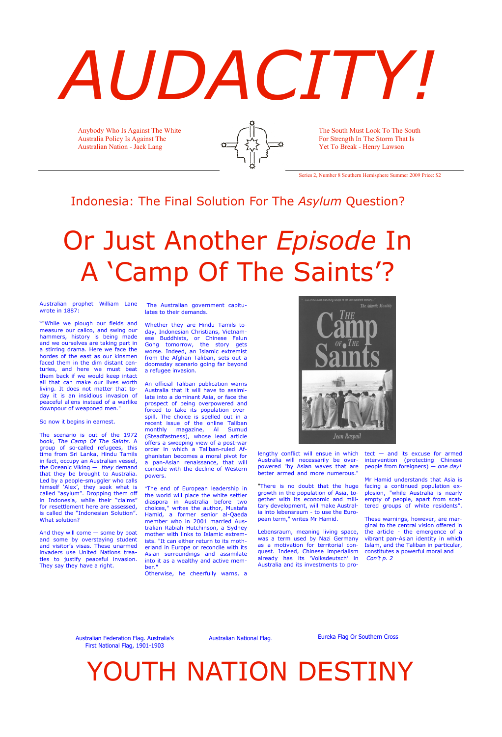# AUDACITY!

Anybody Who Is Against The White Australia Policy Is Against The Australian Nation - Jack Lang

The South Must Look To The South For Strength In The Storm That Is Yet To Break - Henry Lawson

Series 2, Number 8 Southern Hemisphere Summer 2009 Price: $2

## Indonesia: The Final Solution For The *Asylum* Question?

# Or Just Another *Episode* In A 'Camp Of The Saints'?

Australian prophet William Lane wrote in 1887:

""While we plough our fields and measure our calico, and swing our hammers, history is being made and we ourselves are taking part in a stirring drama. Here we face the hordes of the east as our kinsmen faced them in the dim distant centuries, and here we must beat them back if we would keep intact all that can make our lives worth living. It does not matter that today it is an insidious invasion of peaceful aliens instead of a warlike downpour of weaponed men."

So now it begins in earnest.

The scenario is out of the 1972 book, *The Camp Of The Saints*. A group of so-called refugees, this time from Sri Lanka, Hindu Tamils in fact, occupy an Australian vessel, the Oceanic Viking — *they* demand that they be brought to Australia. Led by a people-smuggler who calls himself 'Alex', they seek what is called "asylum". Dropping them off in Indonesia, while their "claims" for resettlement here are assessed, is called the "Indonesian Solution". What solution?

And they will come — some by boat and some by overstaying student and visitor's visas. These unarmed invaders use United Nations treaties to justify peaceful invasion. They say they have a right.

The Australian government capitulates to their demands.

Whether they are Hindu Tamils today, Indonesian Christians, Vietnamese Buddhists, or Chinese Falun Gong tomorrow, the story gets worse. Indeed, an Islamic extremist from the Afghan Taliban, sets out a doomsday scenario going far beyond a refugee invasion.

An official Taliban publication warns Australia that it will have to assimilate into a dominant Asia, or face the prospect of being overpowered and forced to take its population overspill. The choice is spelled out in a recent issue of the online Taliban monthly magazine, Al Sumud (Steadfastness), whose lead article offers a sweeping view of a post-war order in which a Taliban-ruled Afghanistan becomes a moral pivot for a pan-Asian renaissance, that will coincide with the decline of Western powers.

"The end of European leadership in the world will place the white settler diaspora in Australia before two choices," writes the author, Mustafa Hamid, a former senior al-Qaeda member who in 2001 married Australian Rabiah Hutchinson, a Sydney mother with links to Islamic extremists. "It can either return to its motherland in Europe or reconcile with its Asian surroundings and assimilate into it as a wealthy and active member."

Otherwise, he cheerfully warns, a lengthy conflict will ensue in which Australia will necessarily be overpowered "by Asian waves that are better armed and more numerous."

"There is no doubt that the huge growth in the population of Asia, together with its economic and military development, will make Australia into lebensraum - to use the European term," writes Mr Hamid.

Lebensraum, meaning living space, was a term used by Nazi Germany as a motivation for territorial conquest. Indeed, Chinese imperialism already has its 'Volksdeutsch' in Australia and its investments to protect — and its excuse for armed intervention (protecting Chinese people from foreigners) — *one day!*

Mr Hamid understands that Asia is facing a continued population explosion, "while Australia is nearly empty of people, apart from scattered groups of white residents".

These warnings, however, are marginal to the central vision offered in the article - the emergence of a vibrant pan-Asian identity in which Islam, and the Taliban in particular, constitutes a powerful moral and *Con't p. 2*

Australian Federation Flag. Australia's First National Flag, 1901-1903

Australian National Flag.

Eureka Flag Or Southern Cross

# YOUTH NATION DESTINY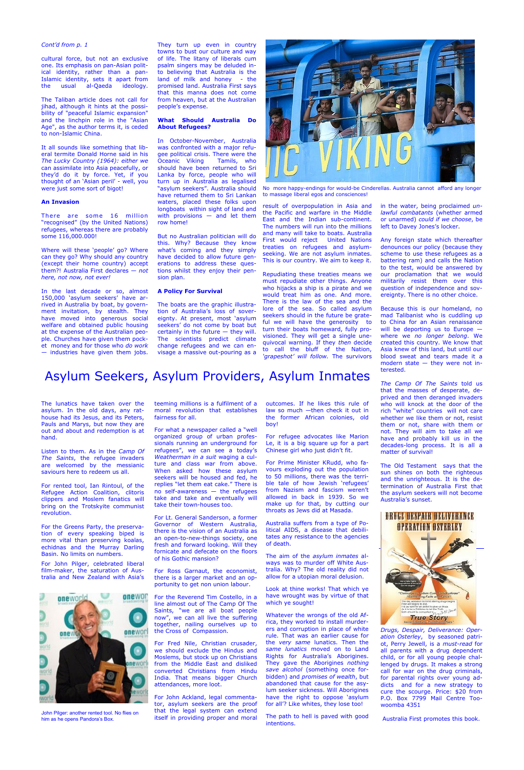*Cont'd from p. 1*

cultural force, but not an exclusive one. Its emphasis on pan-Asian political identity, rather than a pan-Islamic identity, sets it apart from the usual al-Qaeda ideology.

The Taliban article does not call for jihad, although it hints at the possibility of "peaceful Islamic expansion" and the linchpin role in the "Asian Age", as the author terms it, is ceded to non-Islamic China.

It all sounds like something that liberal termite Donald Horne said in his *The Lucky Country (1964): either we* can assimilate into Asia peacefully, or they'd do it by force. Yet, if you thought of an 'Asian peril' - well, you were just some sort of bigot!

**An Invasion**

There are some 16 million "recognised" (by the United Nations) refugees, whereas there are probably some 116,000.000!

Where will these 'people' go? Where can they go? Why should any country (except their home country) accept them?! Australia First declares — *not here, not now, not ever!*

In the last decade or so, almost 150,000 'asylum seekers' have arrived in Australia by boat, by government invitation, by stealth. They have moved into generous social welfare and obtained public housing at the expense of the Australian people. Churches have given them pocket money and for those who *do work* — industries have given them jobs.

They turn up even in country towns to bust our culture and way of life. The litany of liberals cum psalm singers may be deluded into believing that Australia is the land of milk and honey - the promised land. Australia First says that this manna does not come from heaven, but at the Australian people's expense.

**What Should Australia Do About Refugees?**

In October-November, Australia was confronted with a major refugee political crisis. There were the Oceanic Viking Tamils, who should have been returned to Sri Lanka by force, people who will turn up in Australia as legalised "asylum seekers". Australia should have returned them to Sri Lankan waters, placed these folks upon longboats within sight of land and with provisions — and let them row home!

But no Australian politician will do this. Why? Because they know what's coming and they simply have decided to allow future generations to address these questions whilst they enjoy their pension plan.

**A Policy For Survival**

The boats are the graphic illustration of Australia's loss of sovereignty. At present, most 'asylum seekers' do not come by boat but certainly in the future — they will. The scientists predict climate change refugees and we can envisage a massive out-pouring as a result of overpopulation in Asia and the Pacific and warfare in the Middle East and the Indian sub-continent. The numbers will run into the millions and many will take to boats. Australia First would reject United Nations treaties on refugees and asylum-seeking. We are not asylum inmates. This is our country. We aim to keep it.

No more happy-endings for would-be Cinderellas. Australia cannot afford any longer to massage liberal egos and consciences!

Repudiating these treaties means we must repudiate other things. Anyone who hijacks a ship is a pirate and we would treat him as one. And more. There is the law of the sea and the lore of the sea. So called asylum seekers should in the future be grateful we will have the generosity to turn their boats homeward, fully provisioned. They will get a single unequivocal warning. If they *then* decide to call the bluff of the Nation, *'grapeshot' will follow.* The survivors in the water, being proclaimed *unlawful combatants* (whether armed or unarmed) *could if we choose*, be left to Davey Jones's locker.

Any foreign state which thereafter denounces our policy (because they scheme to use these refugees as a battering ram) and calls the Nation to the test, would be answered by our proclamation that we would militarily resist them over this question of independence and sovereignty. There is no other choice.

Because this is our homeland, no mad Talibanist who is cuddling up to China for an Asian renaissance will be deporting us to Europe — where we *no longer belong*. We created this country. We know that Asia knew of this land, but until our blood sweat and tears made it a modern state — they were not interested.

# Asylum Seekers, Asylum Providers, Asylum Inmates

The lunatics have taken over the asylum. In the old days, any rat-house had its Jesus, and its Peters, Pauls and Marys, but now they are out and about and redemption is at hand.

Listen to them. As in the *Camp Of The Saints*, the refugee invaders are welcomed by the messianic saviours here to redeem us all.

For rented tool, Ian Rintoul, of the Refugee Action Coalition, clitoris clippers and Moslem fanatics will bring on the Trotskyite communist revolution.

For the Greens Party, the preservation of every speaking biped is more vital than preserving koalas, echidnas and the Murray Darling Basin. No limits on numbers.

For John Pilger, celebrated liberal film-maker, the saturation of Australia and New Zealand with Asia's teeming millions is a fulfilment of a moral revolution that establishes fairness for all.

John Pilger: another rented tool. No flies on him as he opens Pandora's Box.

For what a newspaper called a "well organized group of urban professionals running an underground for refugees", we can see a today's *Weatherman in a suit* waging a culture and class war from above. When asked how these asylum seekers will be housed and fed, he replies "let them eat cake." There is no self-awareness — the refugees take and take and eventually will take their town-houses too.

For Lt. General Sanderson, a former Governor of Western Australia, there is the vision of an Australia as an open-to-new-things society, one fresh and forward looking. Will they fornicate and defecate on the floors of his Gothic mansion?

For Ross Garnaut, the economist, there is a larger market and an opportunity to get non union labour.

For the Reverend Tim Costello, in a line almost out of The Camp Of The Saints, "we are all boat people now", we can all live the suffering together, nailing ourselves up to the Cross of Compassion.

For Fred Nile, Christian crusader, we should exclude the Hindus and Moslems, but stock up on Christians from the Middle East and disliked converted Christians from Hindu India. That means bigger Church attendances, more loot.

For John Ackland, legal commentator, asylum seekers are the proof that the legal system can extend itself in providing proper and moral outcomes. If he likes this rule of law so much —then check it out in the former African colonies, old boy!

For refugee advocates like Marion Le, it is a big square up for a part Chinese girl who just didn't fit.

For Prime Minister KRudd, who favours exploding out the population to 50 millions, there was the terrible tale of how Jewish 'refugees' from Nazism and fascism weren't allowed in back in 1939. So we make up for that, by cutting our throats as Jews did at Masada.

Australia suffers from a type of Political AIDS, a disease that debilitates any resistance to the agencies of death.

The aim of the *asylum inmates* always was to murder off White Australia. Why? The old reality did not allow for a utopian moral delusion.

Look at thine works! That which ye have wrought was by virtue of that which ye sought!

Whatever the wrongs of the old Africa, they worked to install murderers and corruption in place of white rule. That was an earlier cause for the *very same* lunatics. Then the *same lunatics* moved on to Land Rights for Australia's Aborigines. They gave the Aborigines *nothing save alcohol* (something once forbidden) and *promises of wealth*, but abandoned that cause for the asylum seeker sickness. Will Aborigines have the right to oppose 'asylum for all'? Like whites, they lose too!

The path to hell is paved with good intentions.

*The Camp Of The Saints* told us that the masses of desperate, deprived and then deranged invaders who will knock at the door of the rich "white" countries will not care whether we like them or not, resist them or not, share with them or not. They will aim to take all we have and probably kill us in the decades-long process. It is all a matter of survival!

The Old Testament says that the sun shines on both the righteous and the unrighteous. It is the determination of Australia First that the asylum seekers will not become Australia's sunset.

*Drugs, Despair, Deliverance: Operation Osterley*, by seasoned patriot, Perry Jewell, is a *must-read* for all parents with a drug dependent child, or for all young people challenged by drugs. It makes a strong call for war on the drug criminals, for parental rights over young addicts and for a new strategy to cure the scourge. Price: $20 from P.O. Box 7799 Mail Centre Toowoomba 4351

Australia First promotes this book.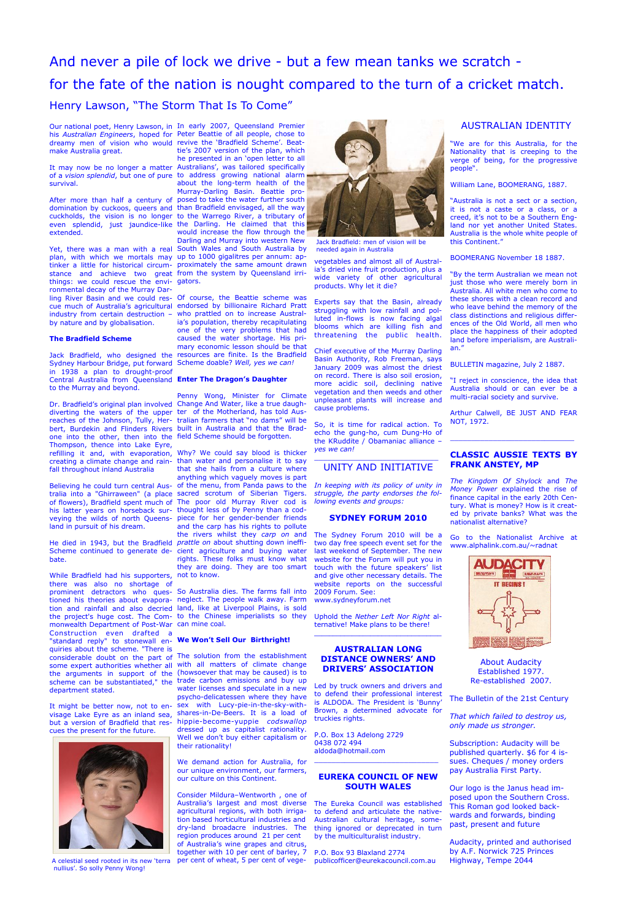# And never a pile of lock we drive - but a few mean tanks we scratch - for the fate of the nation is nought compared to the turn of a cricket match.

## Henry Lawson, "The Storm That Is To Come"

Our national poet, Henry Lawson, in his *Australian Engineers*, hoped for dreamy men of vision who would make Australia great.

It may now be no longer a matter of a *vision splendid*, but one of pure survival.

After more than half a century of domination by cuckoos, queens and cuckholds, the vision is no longer even splendid, just jaundice-like extended.

Yet, there was a man with a real plan, with which we mortals may tinker a little for historical circumstance and achieve two great things: we could rescue the environmental decay of the Murray Darling River Basin and we could rescue much of Australia's agricultural industry from certain destruction – by nature and by globalisation.

**The Bradfield Scheme**

Jack Bradfield, who designed the Sydney Harbour Bridge, put forward in 1938 a plan to drought-proof Central Australia from Queensland to the Murray and beyond.

Dr. Bradfield's original plan involved diverting the waters of the upper reaches of the Johnson, Tully, Herbert, Burdekin and Flinders Rivers one into the other, then into the Thompson, thence into Lake Eyre, refilling it and, with evaporation, creating a climate change and rainfall throughout inland Australia

Believing he could turn central Australia into a "Ghirraween" (a place of flowers), Bradfield spent much of his latter years on horseback surveying the wilds of north Queensland in pursuit of his dream.

He died in 1943, but the Bradfield Scheme continued to generate debate.

While Bradfield had his supporters, there was also no shortage of prominent detractors who questioned his theories about evaporation and rainfall and also decried the project's huge cost. The Commonwealth Department of Post-War Construction even drafted a "standard reply" to stonewall enquiries about the scheme. "There is considerable doubt on the part of some expert authorities whether all the arguments in support of the scheme can be substantiated," the department stated.

It might be better now, not to envisage Lake Eyre as an inland sea, but a version of Bradfield that rescues the present for the future.

A celestial seed rooted in its new 'terra nullius'. So solly Penny Wong!

In early 2007, Queensland Premier Peter Beattie of all people, chose to revive the 'Bradfield Scheme'. Beattie's 2007 version of the plan, which he presented in an 'open letter to all Australians', was tailored specifically to address growing national alarm about the long-term health of the Murray-Darling Basin. Beattie proposed to take the water further south than Bradfield envisaged, all the way to the Warrego River, a tributary of the Darling. He claimed that this would increase the flow through the Darling and Murray into western New South Wales and South Australia by up to 1000 gigalitres per annum: approximately the same amount drawn from the system by Queensland irrigators.

Of course, the Beattie scheme was endorsed by billionaire Richard Pratt who prattled on to increase Australia's population, thereby recapitulating one of the very problems that had caused the water shortage. His primary economic lesson should be that resources are finite. Is the Bradfield Scheme doable? *Well, yes we can!*

**Enter The Dragon's Daughter**

Penny Wong, Minister for Climate Change And Water, like a true daughter of the Motherland, has told Australian farmers that "no dams" will be built in Australia and that the Bradfield Scheme should be forgotten.

Why? We could say blood is thicker than water and personalise it to say that she hails from a culture where anything which vaguely moves is part of the menu, from Panda paws to the sacred scrotum of Siberian Tigers. The poor old Murray River cod is thought less of by Penny than a codpiece for her gender-bender friends and the carp has his rights to pollute the rivers whilst they *carp on* and *prattle on* about shutting down inefficient agriculture and buying water rights. These folks must know what they are doing. They are too smart not to know.

So Australia dies. The farms fall to neglect. The people walk away. Farm land, like at Liverpool Plains, is sold to the Chinese imperialists so they can mine coal.

**We Won't Sell Our Birthright!**

The solution from the establishment with all matters of climate change (howsoever that may be caused) is to trade carbon emissions and buy up water licenses and speculate in a new psycho-delicatessen where they have sex with Lucy-pie-in-the-sky-with-shares-in-De-Beers. It is a load of hippie-become-yuppie *codswallop* dressed up as capitalist rationality. Well we don't buy either capitalism or their rationality!

We demand action for Australia, for our unique environment, our farmers, our culture on this Continent.

Consider Mildura–Wentworth , one of Australia's largest and most diverse agricultural regions, with both irrigation based horticultural industries and dry-land broadacre industries. The region produces around 21 per cent of Australia's wine grapes and citrus, together with 10 per cent of barley, 7 per cent of wheat, 5 per cent of vegetables and almost all of Australia's dried vine fruit production, plus a wide variety of other agricultural products. Why let it die?

Jack Bradfield: men of vision will be needed again in Australia

Experts say that the Basin, already struggling with low rainfall and polluted in-flows is now facing algal blooms which are killing fish and threatening the public health.

Chief executive of the Murray Darling Basin Authority, Rob Freeman, says January 2009 was almost the driest on record. There is also soil erosion, more acidic soil, declining native vegetation and then weeds and other unpleasant plants will increase and cause problems.

So, it is time for radical action. To echo the gung-ho, cum Dung-Ho of the KRuddite / Obamaniac alliance – *yes we can!*

## UNITY AND INITIATIVE

*In keeping with its policy of unity in struggle, the party endorses the following events and groups:*

### SYDNEY FORUM 2010

The Sydney Forum 2010 will be a two day free speech event set for the last weekend of September. The new website for the Forum will put you in touch with the future speakers' list and give other necessary details. The website reports on the successful 2009 Forum. See: www.sydneyforum.net

Uphold the *Nether Left Nor Right* alternative! Make plans to be there!

### AUSTRALIAN LONG DISTANCE OWNERS' AND DRIVERS' ASSOCIATION

Led by truck owners and drivers and to defend their professional interest is ALDODA. The President is 'Bunny' Brown, a determined advocate for truckies rights.

P.O. Box 13 Adelong 2729
0438 072 494
aldoda@hotmail.com

### EUREKA COUNCIL OF NEW SOUTH WALES

The Eureka Council was established to defend and articulate the native-Australian cultural heritage, something ignored or deprecated in turn by the multiculturalist industry.

P.O. Box 93 Blaxland 2774
publicofficer@eurekacouncil.com.au

## AUSTRALIAN IDENTITY

"We are for this Australia, for the Nationality that is creeping to the verge of being, for the progressive people".

William Lane, BOOMERANG, 1887.

"Australia is not a sect or a section, it is not a caste or a class, or a creed, it's not to be a Southern England nor yet another United States. Australia is the whole white people of this Continent."

BOOMERANG November 18 1887.

"By the term Australian we mean not just those who were merely born in Australia. All white men who come to these shores with a clean record and who leave behind the memory of the class distinctions and religious differences of the Old World, all men who place the happiness of their adopted land before imperialism, are Australian."

BULLETIN magazine, July 2 1887.

"I reject in conscience, the idea that Australia should or can ever be a multi-racial society and survive.

Arthur Calwell, BE JUST AND FEAR NOT, 1972.

### CLASSIC AUSSIE TEXTS BY FRANK ANSTEY, MP

*The Kingdom Of Shylock* and *The Money Power* explained the rise of finance capital in the early 20th Century. What is money? How is it created by private banks? What was the nationalist alternative?

Go to the Nationalist Archive at www.alphalink.com.au/~radnat

About Audacity
Established 1977.
Re-established 2007.

The Bulletin of the 21st Century

*That which failed to destroy us, only made us stronger.*

Subscription: Audacity will be published quarterly. $6 for 4 issues. Cheques / money orders pay Australia First Party.

Our logo is the Janus head imposed upon the Southern Cross. This Roman god looked backwards and forwards, binding past, present and future

Audacity, printed and authorised by A.F. Norwick 725 Princes Highway, Tempe 2044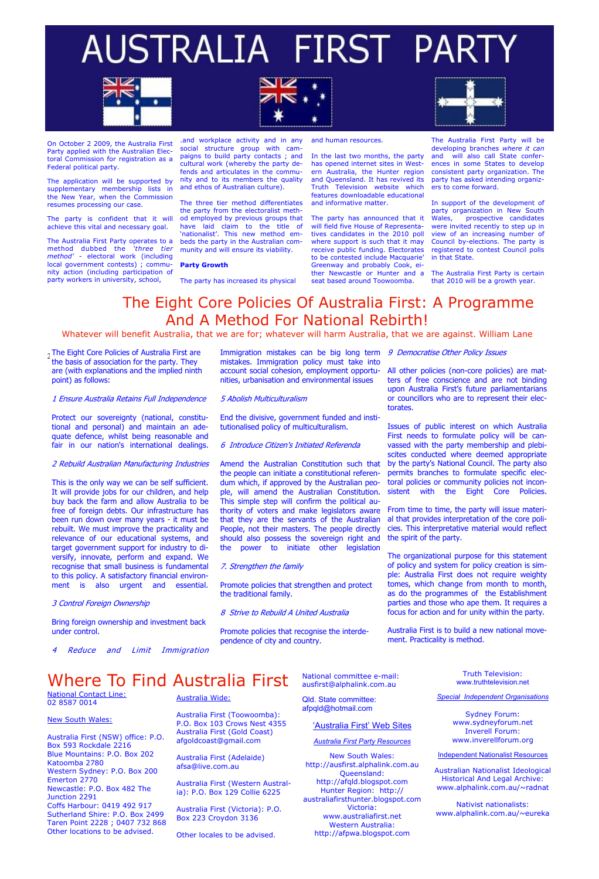# AUSTRALIA FIRST PARTY

On October 2 2009, the Australia First Party applied with the Australian Electoral Commission for registration as a Federal political party.

The application will be supported by supplementary membership lists in the New Year, when the Commission resumes processing our case.

The party is confident that it will achieve this vital and necessary goal.

The Australia First Party operates to a method dubbed the *'three tier method'* - electoral work (including local government contests) ; community action (including participation of party workers in university, school, and workplace activity and in any social structure group with campaigns to build party contacts ; and cultural work (whereby the party defends and articulates in the community and to its members the quality and ethos of Australian culture).

The three tier method differentiates the party from the electoralist method employed by previous groups that have laid claim to the title of 'nationalist'. This new method embeds the party in the Australian community and will ensure its viability.

**Party Growth**

The party has increased its physical and human resources.

In the last two months, the party has opened internet sites in Western Australia, the Hunter region and Queensland. It has revived its Truth Television website which features downloadable educational and informative matter.

The party has announced that it will field five House of Representatives candidates in the 2010 poll where support is such that it may receive public funding. Electorates to be contested include Macquarie' Greenway and probably Cook, either Newcastle or Hunter and a seat based around Toowoomba.

The Australia First Party will be developing branches *where it can* and will also call State conferences in some States to develop consistent party organization. The party has asked intending number of organizers to come forward.

In support of the development of party organization in New South Wales, prospective candidates were invited recently to step up in view of an increasing number of Council by-elections. The party is registered to contest Council polls in that State.

The Australia First Party is certain that 2010 will be a growth year.

## The Eight Core Policies Of Australia First: A Programme And A Method For National Rebirth!

Whatever will benefit Australia, that we are for; whatever will harm Australia, that we are against. William Lane

The Eight Core Policies of Australia First are the basis of association for the party. They are (with explanations and the implied ninth point) as follows:

*1 Ensure Australia Retains Full Independence*

Protect our sovereignty (national, constitutional and personal) and maintain an adequate defence, whilst being reasonable and fair in our nation's international dealings.

*2 Rebuild Australian Manufacturing Industries*

This is the only way we can be self sufficient. It will provide jobs for our children, and help buy back the farm and allow Australia to be free of foreign debts. Our infrastructure has been run down over many years - it must be rebuilt. We must improve the practicality and relevance of our educational systems, and target government support for industry to diversify, innovate, perform and expand. We recognise that small business is fundamental to this policy. A satisfactory financial environment is also urgent and essential.

*3 Control Foreign Ownership*

Bring foreign ownership and investment back under control.

*4 Reduce and Limit Immigration*

Immigration mistakes can be big long term mistakes. Immigration policy must take into account social cohesion, employment opportunities, urbanisation and environmental issues

*5 Abolish Multiculturalism*

End the divisive, government funded and institutionalised policy of multiculturalism.

*6 Introduce Citizen's Initiated Referenda*

Amend the Australian Constitution such that the people can initiate a constitutional referendum which, if approved by the Australian people, will amend the Australian Constitution. This simple step will confirm the political authority of voters and make legislators aware that they are the servants of the Australian People, not their masters. The people directly should also possess the sovereign right and the power to initiate other legislation

*7. Strengthen the family*

Promote policies that strengthen and protect the traditional family.

*8 Strive to Rebuild A United Australia*

Promote policies that recognise the interdependence of city and country.

*9 Democratise Other Policy Issues*

All other policies (non-core policies) are matters of free conscience and are not binding upon Australia First's future parliamentarians or councillors who are to represent their electorates.

Issues of public interest on which Australia First needs to formulate policy will be canvassed with the party membership and plebiscites conducted where deemed appropriate by the party's National Council. The party also permits branches to formulate specific electoral policies or community policies not inconsistent with the Eight Core Policies.

From time to time, the party will issue material that provides interpretation of the core policies. This interpretative material would reflect the spirit of the party.

The organizational purpose for this statement of policy and system for policy creation is simple: Australia First does not require weighty tomes, which change from month to month, as do the programmes of the Establishment parties and those who ape them. It requires a focus for action and for unity within the party.

Australia First is to build a new national movement. Practicality is method.

## Where To Find Australia First

National Contact Line:
02 8587 0014

New South Wales:

Australia First (NSW) office: P.O. Box 593 Rockdale 2216
Blue Mountains: P.O. Box 202 Katoomba 2780
Western Sydney: P.O. Box 200 Emerton 2770
Newcastle: P.O. Box 482 The Junction 2291
Coffs Harbour: 0419 492 917
Sutherland Shire: P.O. Box 2499 Taren Point 2228 ; 0407 732 868
Other locations to be advised.

Australia Wide:

Australia First (Toowoomba): P.O. Box 103 Crows Nest 4355
Australia First (Gold Coast) afgoldcoast@gmail.com

Australia First (Adelaide) afsa@live.com.au

Australia First (Western Australia): P.O. Box 129 Collie 6225

Australia First (Victoria): P.O. Box 223 Croydon 3136

Other locales to be advised.

National committee e-mail: ausfirst@alphalink.com.au

Qld. State committee: afpqld@hotmail.com

'Australia First' Web Sites

*Australia First Party Resources*

New South Wales: http://ausfirst.alphalink.com.au
Queensland: http://afqld.blogspot.com
Hunter Region: http://australiafirsthunter.blogspot.com
Victoria: www.australiafirst.net
Western Australia: http://afpwa.blogspot.com

Truth Television: www.truthtelevision.net

*Special Independent Organisations*

Sydney Forum: www.sydneyforum.net
Inverell Forum: www.inverellforum.org

Independent Nationalist Resources

Australian Nationalist Ideological Historical And Legal Archive: www.alphalink.com.au/~radnat

Nativist nationalists: www.alphalink.com.au/~eureka